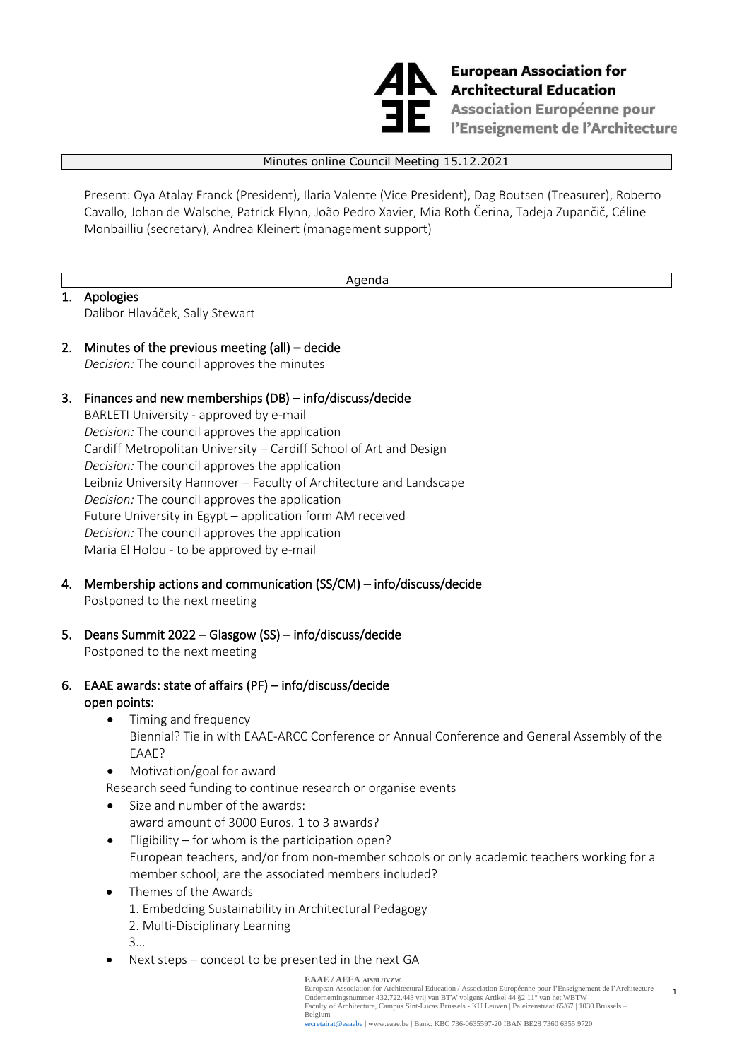**European Association for Architectural Education**
**Association Européenne pour l'Enseignement de l'Architecture**

Minutes online Council Meeting 15.12.2021

Present: Oya Atalay Franck (President), Ilaria Valente (Vice President), Dag Boutsen (Treasurer), Roberto Cavallo, Johan de Walsche, Patrick Flynn, João Pedro Xavier, Mia Roth Čerina, Tadeja Zupančič, Céline Monbailliu (secretary), Andrea Kleinert (management support)

Agenda

1. **Apologies**
   Dalibor Hlaváček, Sally Stewart

2. **Minutes of the previous meeting (all) – decide**
   *Decision:* The council approves the minutes

3. **Finances and new memberships (DB) – info/discuss/decide**
   BARLETI University - approved by e-mail
   *Decision:* The council approves the application
   Cardiff Metropolitan University – Cardiff School of Art and Design
   *Decision:* The council approves the application
   Leibniz University Hannover – Faculty of Architecture and Landscape
   *Decision:* The council approves the application
   Future University in Egypt – application form AM received
   *Decision:* The council approves the application
   Maria El Holou - to be approved by e-mail

4. **Membership actions and communication (SS/CM) – info/discuss/decide**
   Postponed to the next meeting

5. **Deans Summit 2022 – Glasgow (SS) – info/discuss/decide**
   Postponed to the next meeting

6. **EAAE awards: state of affairs (PF) – info/discuss/decide**
   **open points:**
   - Timing and frequency
     Biennial? Tie in with EAAE-ARCC Conference or Annual Conference and General Assembly of the EAAE?
   - Motivation/goal for award
     Research seed funding to continue research or organise events
   - Size and number of the awards:
     award amount of 3000 Euros. 1 to 3 awards?
   - Eligibility – for whom is the participation open?
     European teachers, and/or from non-member schools or only academic teachers working for a member school; are the associated members included?
   - Themes of the Awards
     1. Embedding Sustainability in Architectural Pedagogy
     2. Multi-Disciplinary Learning
     3…
   - Next steps – concept to be presented in the next GA

**EAAE / AEEA** AISBL/IVZW
European Association for Architectural Education / Association Européenne pour l'Enseignement de l'Architecture
Ondernemingsnummer 432.722.443 vrij van BTW volgens Artikel 44 §2 11° van het WBTW
Faculty of Architecture, Campus Sint-Lucas Brussels - KU Leuven | Paleizenstraat 65/67 | 1030 Brussels – Belgium
secretairat@eaaebe | www.eaae.be | Bank: KBC 736-0635597-20 IBAN BE28 7360 6355 9720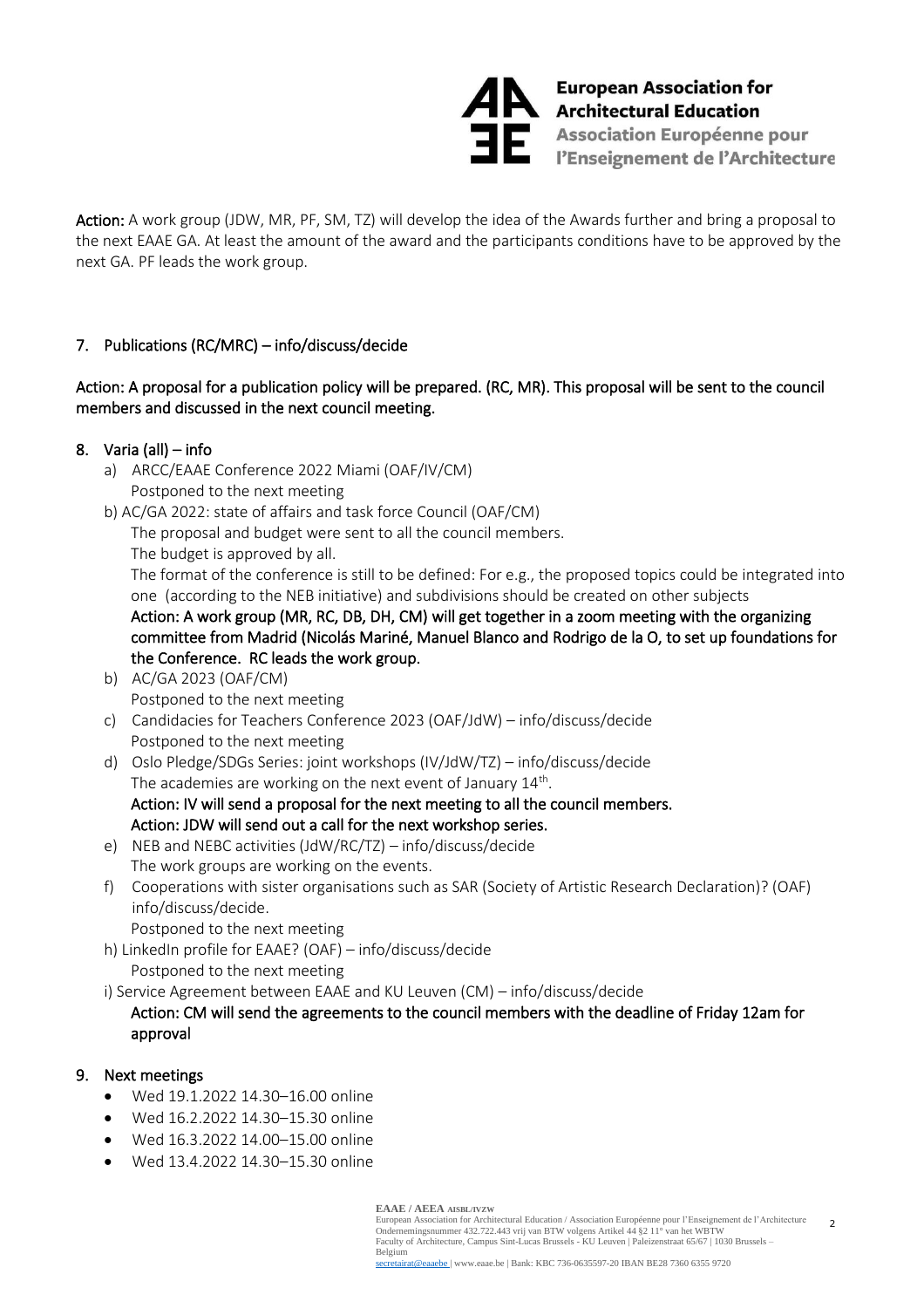**Action:** A work group (JDW, MR, PF, SM, TZ) will develop the idea of the Awards further and bring a proposal to the next EAAE GA. At least the amount of the award and the participants conditions have to be approved by the next GA. PF leads the work group.

## 7. Publications (RC/MRC) – info/discuss/decide

Action: A proposal for a publication policy will be prepared. (RC, MR). This proposal will be sent to the council members and discussed in the next council meeting.

## 8. Varia (all) – info

a) ARCC/EAAE Conference 2022 Miami (OAF/IV/CM)
   Postponed to the next meeting

b) AC/GA 2022: state of affairs and task force Council (OAF/CM)
   The proposal and budget were sent to all the council members.
   The budget is approved by all.
   The format of the conference is still to be defined: For e.g., the proposed topics could be integrated into one (according to the NEB initiative) and subdivisions should be created on other subjects
   Action: A work group (MR, RC, DB, DH, CM) will get together in a zoom meeting with the organizing committee from Madrid (Nicolás Mariné, Manuel Blanco and Rodrigo de la O, to set up foundations for the Conference. RC leads the work group.

b) AC/GA 2023 (OAF/CM)
   Postponed to the next meeting

c) Candidacies for Teachers Conference 2023 (OAF/JdW) – info/discuss/decide
   Postponed to the next meeting

d) Oslo Pledge/SDGs Series: joint workshops (IV/JdW/TZ) – info/discuss/decide
   The academies are working on the next event of January 14th.
   Action: IV will send a proposal for the next meeting to all the council members.
   Action: JDW will send out a call for the next workshop series.

e) NEB and NEBC activities (JdW/RC/TZ) – info/discuss/decide
   The work groups are working on the events.

f) Cooperations with sister organisations such as SAR (Society of Artistic Research Declaration)? (OAF) info/discuss/decide.
   Postponed to the next meeting

h) LinkedIn profile for EAAE? (OAF) – info/discuss/decide
   Postponed to the next meeting

i) Service Agreement between EAAE and KU Leuven (CM) – info/discuss/decide
   Action: CM will send the agreements to the council members with the deadline of Friday 12am for approval

## 9. Next meetings

- Wed 19.1.2022 14.30–16.00 online
- Wed 16.2.2022 14.30–15.30 online
- Wed 16.3.2022 14.00–15.00 online
- Wed 13.4.2022 14.30–15.30 online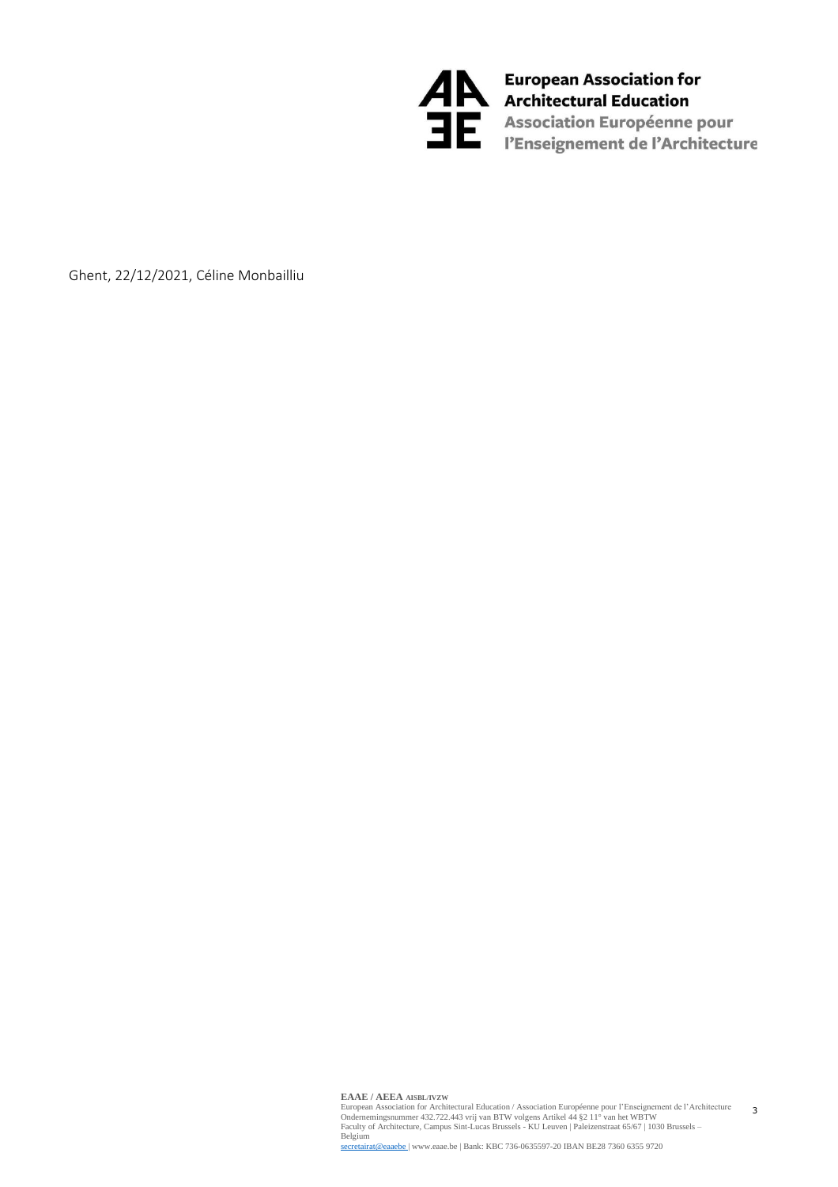Ghent, 22/12/2021, Céline Monbailliu